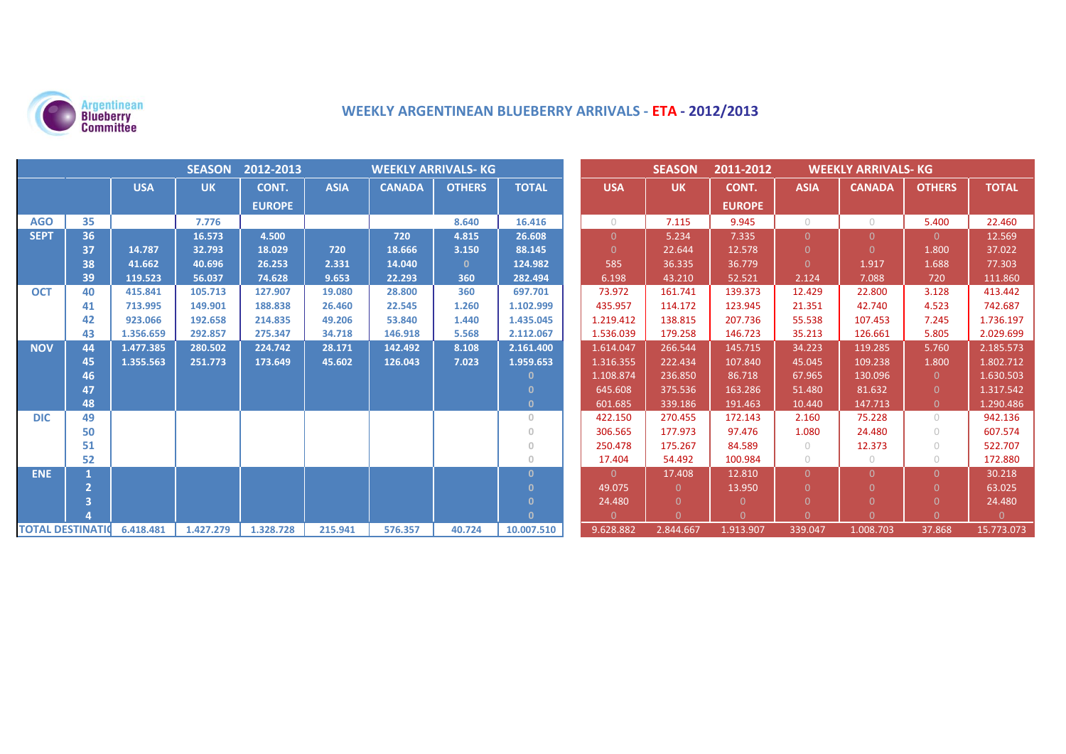Argentinean Blueberry Committee

# WEEKLY ARGENTINEAN BLUEBERRY ARRIVALS - ETA - 2012/2013

| | | SEASON 2012-2013 WEEKLY ARRIVALS- KG | | | | | | | SEASON 2011-2012 WEEKLY ARRIVALS- KG | | | | | | |
|---|---|---|---|---|---|---|---|---|---|---|---|---|---|---|---|
| | | USA | UK | CONT. EUROPE | ASIA | CANADA | OTHERS | TOTAL | USA | UK | CONT. EUROPE | ASIA | CANADA | OTHERS | TOTAL |
| AGO | 35 | | 7.776 | | | | 8.640 | 16.416 | 0 | 7.115 | 9.945 | 0 | 0 | 5.400 | 22.460 |
| SEPT | 36 | | 16.573 | 4.500 | | 720 | 4.815 | 26.608 | 0 | 5.234 | 7.335 | 0 | 0 | 0 | 12.569 |
| | 37 | 14.787 | 32.793 | 18.029 | 720 | 18.666 | 3.150 | 88.145 | 0 | 22.644 | 12.578 | 0 | 0 | 1.800 | 37.022 |
| | 38 | 41.662 | 40.696 | 26.253 | 2.331 | 14.040 | 0 | 124.982 | 585 | 36.335 | 36.779 | 0 | 1.917 | 1.688 | 77.303 |
| | 39 | 119.523 | 56.037 | 74.628 | 9.653 | 22.293 | 360 | 282.494 | 6.198 | 43.210 | 52.521 | 2.124 | 7.088 | 720 | 111.860 |
| OCT | 40 | 415.841 | 105.713 | 127.907 | 19.080 | 28.800 | 360 | 697.701 | 73.972 | 161.741 | 139.373 | 12.429 | 22.800 | 3.128 | 413.442 |
| | 41 | 713.995 | 149.901 | 188.838 | 26.460 | 22.545 | 1.260 | 1.102.999 | 435.957 | 114.172 | 123.945 | 21.351 | 42.740 | 4.523 | 742.687 |
| | 42 | 923.066 | 192.658 | 214.835 | 49.206 | 53.840 | 1.440 | 1.435.045 | 1.219.412 | 138.815 | 207.736 | 55.538 | 107.453 | 7.245 | 1.736.197 |
| | 43 | 1.356.659 | 292.857 | 275.347 | 34.718 | 146.918 | 5.568 | 2.112.067 | 1.536.039 | 179.258 | 146.723 | 35.213 | 126.661 | 5.805 | 2.029.699 |
| NOV | 44 | 1.477.385 | 280.502 | 224.742 | 28.171 | 142.492 | 8.108 | 2.161.400 | 1.614.047 | 266.544 | 145.715 | 34.223 | 119.285 | 5.760 | 2.185.573 |
| | 45 | 1.355.563 | 251.773 | 173.649 | 45.602 | 126.043 | 7.023 | 1.959.653 | 1.316.355 | 222.434 | 107.840 | 45.045 | 109.238 | 1.800 | 1.802.712 |
| | 46 | | | | | | | 0 | 1.108.874 | 236.850 | 86.718 | 67.965 | 130.096 | 0 | 1.630.503 |
| | 47 | | | | | | | 0 | 645.608 | 375.536 | 163.286 | 51.480 | 81.632 | 0 | 1.317.542 |
| | 48 | | | | | | | 0 | 601.685 | 339.186 | 191.463 | 10.440 | 147.713 | 0 | 1.290.486 |
| DIC | 49 | | | | | | | 0 | 422.150 | 270.455 | 172.143 | 2.160 | 75.228 | 0 | 942.136 |
| | 50 | | | | | | | 0 | 306.565 | 177.973 | 97.476 | 1.080 | 24.480 | 0 | 607.574 |
| | 51 | | | | | | | 0 | 250.478 | 175.267 | 84.589 | 0 | 12.373 | 0 | 522.707 |
| | 52 | | | | | | | 0 | 17.404 | 54.492 | 100.984 | 0 | 0 | 0 | 172.880 |
| ENE | 1 | | | | | | | 0 | 0 | 17.408 | 12.810 | 0 | 0 | 0 | 30.218 |
| | 2 | | | | | | | 0 | 49.075 | 0 | 13.950 | 0 | 0 | 0 | 63.025 |
| | 3 | | | | | | | 0 | 24.480 | 0 | 0 | 0 | 0 | 0 | 24.480 |
| | 4 | | | | | | | 0 | 0 | 0 | 0 | 0 | 0 | 0 | 0 |
| TOTAL DESTINATIO | | 6.418.481 | 1.427.279 | 1.328.728 | 215.941 | 576.357 | 40.724 | 10.007.510 | 9.628.882 | 2.844.667 | 1.913.907 | 339.047 | 1.008.703 | 37.868 | 15.773.073 |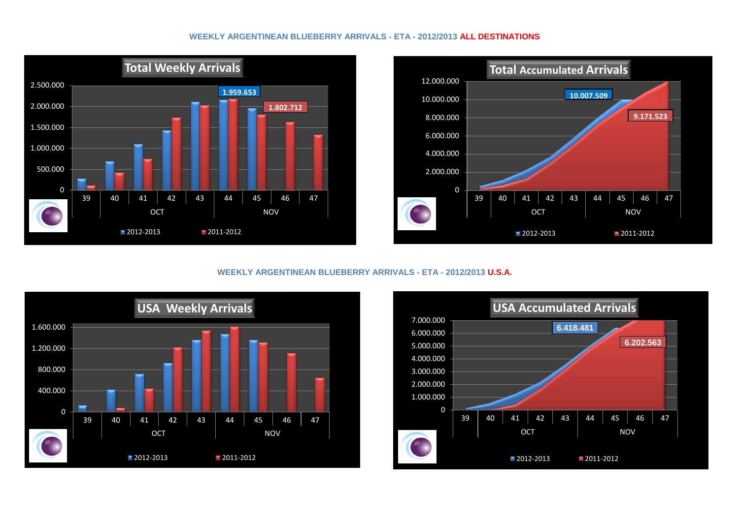### WEEKLY ARGENTINEAN BLUEBERRY ARRIVALS - ETA - 2012/2013 **ALL DESTINATIONS**

**Total Weekly Arrivals**

- 1.959.653 (2012-2013)
- 1.802.712 (2011-2012)

Weeks: 39, 40, 41, 42, 43, 44, 45, 46, 47 (OCT, NOV)

Legend: 2012-2013, 2011-2012

**Total Accumulated Arrivals**

- 10.007.509 (2012-2013)
- 9.171.523 (2011-2012)

Weeks: 39, 40, 41, 42, 43, 44, 45, 46, 47 (OCT, NOV)

Legend: 2012-2013, 2011-2012

### WEEKLY ARGENTINEAN BLUEBERRY ARRIVALS - ETA - 2012/2013 **U.S.A.**

**USA Weekly Arrivals**

Weeks: 39, 40, 41, 42, 43, 44, 45, 46, 47 (OCT, NOV)

Legend: 2012-2013, 2011-2012

**USA Accumulated Arrivals**

- 6.418.481 (2012-2013)
- 6.202.563 (2011-2012)

Weeks: 39, 40, 41, 42, 43, 44, 45, 46, 47 (OCT, NOV)

Legend: 2012-2013, 2011-2012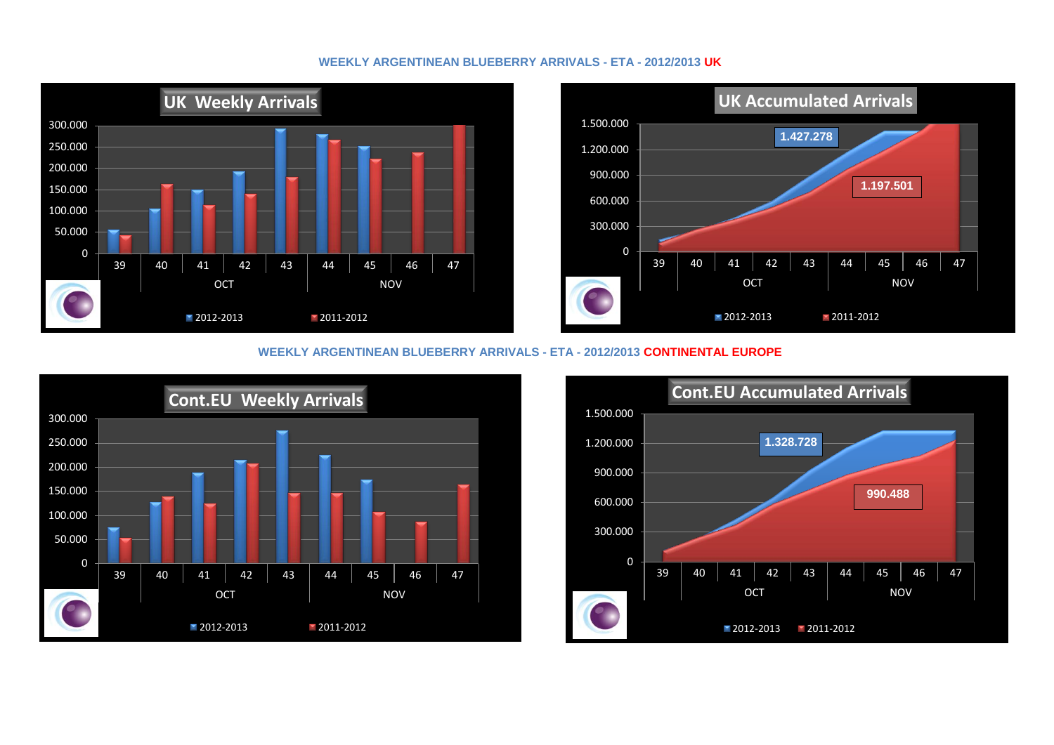## WEEKLY ARGENTINEAN BLUEBERRY ARRIVALS - ETA - 2012/2013 UK

**UK Weekly Arrivals**

300.000
250.000
200.000
150.000
100.000
50.000
0

39 40 41 42 43 44 45 46 47

OCT NOV

2012-2013 2011-2012

**UK Accumulated Arrivals**

1.500.000
1.200.000
900.000
600.000
300.000
0

1.427.278

1.197.501

39 40 41 42 43 44 45 46 47

OCT NOV

2012-2013 2011-2012

## WEEKLY ARGENTINEAN BLUEBERRY ARRIVALS - ETA - 2012/2013 CONTINENTAL EUROPE

**Cont.EU Weekly Arrivals**

300.000
250.000
200.000
150.000
100.000
50.000
0

39 40 41 42 43 44 45 46 47

OCT NOV

2012-2013 2011-2012

**Cont.EU Accumulated Arrivals**

1.500.000
1.200.000
900.000
600.000
300.000
0

1.328.728

990.488

39 40 41 42 43 44 45 46 47

OCT NOV

2012-2013 2011-2012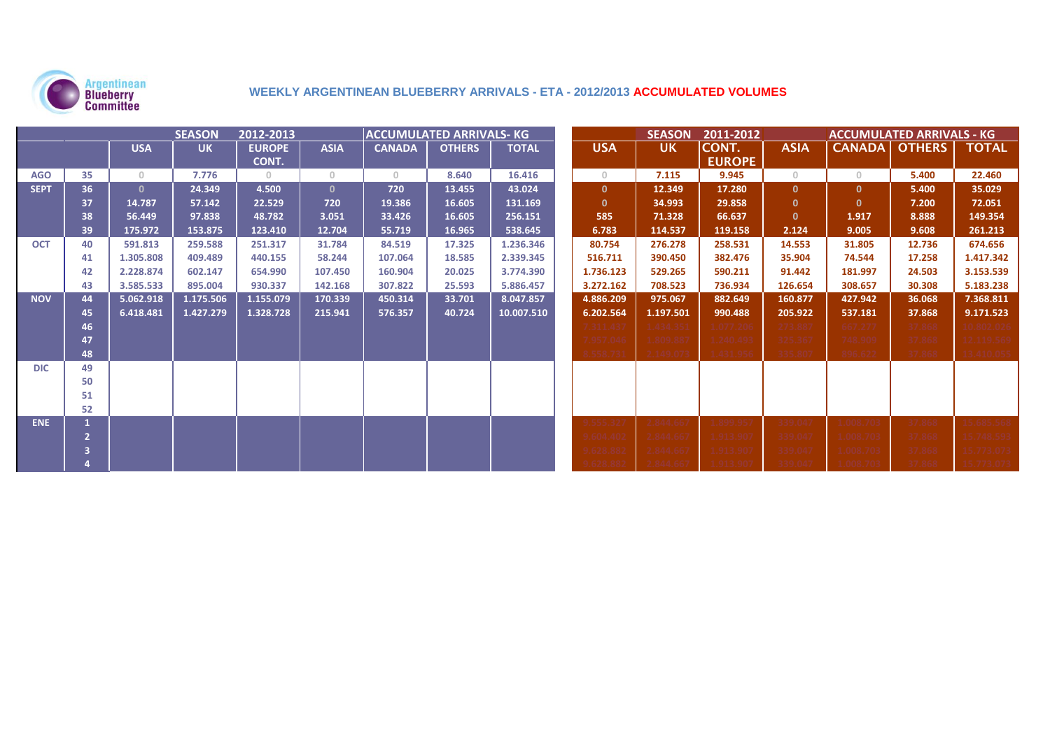**Argentinean Blueberry Committee**

## WEEKLY ARGENTINEAN BLUEBERRY ARRIVALS - ETA - 2012/2013 ACCUMULATED VOLUMES

| | | SEASON 2012-2013 | | | | ACCUMULATED ARRIVALS- KG | | | SEASON 2011-2012 | | | | ACCUMULATED ARRIVALS - KG | | |
|---|---|---|---|---|---|---|---|---|---|---|---|---|---|---|---|
| | | USA | UK | EUROPE CONT. | ASIA | CANADA | OTHERS | TOTAL | USA | UK | CONT. EUROPE | ASIA | CANADA | OTHERS | TOTAL |
| AGO | 35 | 0 | 7.776 | 0 | 0 | 0 | 8.640 | 16.416 | 0 | 7.115 | 9.945 | 0 | 0 | 5.400 | 22.460 |
| SEPT | 36 | 0 | 24.349 | 4.500 | 0 | 720 | 13.455 | 43.024 | 0 | 12.349 | 17.280 | 0 | 0 | 5.400 | 35.029 |
| | 37 | 14.787 | 57.142 | 22.529 | 720 | 19.386 | 16.605 | 131.169 | 0 | 34.993 | 29.858 | 0 | 0 | 7.200 | 72.051 |
| | 38 | 56.449 | 97.838 | 48.782 | 3.051 | 33.426 | 16.605 | 256.151 | 585 | 71.328 | 66.637 | 0 | 1.917 | 8.888 | 149.354 |
| | 39 | 175.972 | 153.875 | 123.410 | 12.704 | 55.719 | 16.965 | 538.645 | 6.783 | 114.537 | 119.158 | 2.124 | 9.005 | 9.608 | 261.213 |
| OCT | 40 | 591.813 | 259.588 | 251.317 | 31.784 | 84.519 | 17.325 | 1.236.346 | 80.754 | 276.278 | 258.531 | 14.553 | 31.805 | 12.736 | 674.656 |
| | 41 | 1.305.808 | 409.489 | 440.155 | 58.244 | 107.064 | 18.585 | 2.339.345 | 516.711 | 390.450 | 382.476 | 35.904 | 74.544 | 17.258 | 1.417.342 |
| | 42 | 2.228.874 | 602.147 | 654.990 | 107.450 | 160.904 | 20.025 | 3.774.390 | 1.736.123 | 529.265 | 590.211 | 91.442 | 181.997 | 24.503 | 3.153.539 |
| | 43 | 3.585.533 | 895.004 | 930.337 | 142.168 | 307.822 | 25.593 | 5.886.457 | 3.272.162 | 708.523 | 736.934 | 126.654 | 308.657 | 30.308 | 5.183.238 |
| NOV | 44 | 5.062.918 | 1.175.506 | 1.155.079 | 170.339 | 450.314 | 33.701 | 8.047.857 | 4.886.209 | 975.067 | 882.649 | 160.877 | 427.942 | 36.068 | 7.368.811 |
| | 45 | 6.418.481 | 1.427.279 | 1.328.728 | 215.941 | 576.357 | 40.724 | 10.007.510 | 6.202.564 | 1.197.501 | 990.488 | 205.922 | 537.181 | 37.868 | 9.171.523 |
| | 46 | | | | | | | | 7.311.437 | 1.434.351 | 1.077.206 | 273.887 | 667.277 | 37.868 | 10.802.026 |
| | 47 | | | | | | | | 7.957.046 | 1.809.887 | 1.240.453 | 325.367 | 748.908 | 37.868 | 12.119.568 |
| | 48 | | | | | | | | 8.558.741 | 2.149.073 | 1.431.896 | 335.897 | 896.622 | 37.868 | 13.410.092 |
| DIC | 49 | | | | | | | | | | | | | | |
| | 50 | | | | | | | | | | | | | | |
| | 51 | | | | | | | | | | | | | | |
| | 52 | | | | | | | | | | | | | | |
| ENE | 1 | | | | | | | | 9.555.327 | 2.844.667 | 1.899.957 | 339.047 | 1.008.703 | 37.868 | 15.685.568 |
| | 2 | | | | | | | | 9.604.402 | 2.844.667 | 1.913.907 | 339.047 | 1.008.703 | 37.868 | 15.748.593 |
| | 3 | | | | | | | | 9.628.882 | 2.844.667 | 1.913.907 | 339.047 | 1.008.703 | 37.868 | 15.773.073 |
| | 4 | | | | | | | | 9.628.882 | 2.844.667 | 1.913.907 | 339.047 | 1.008.703 | 37.868 | 15.773.073 |